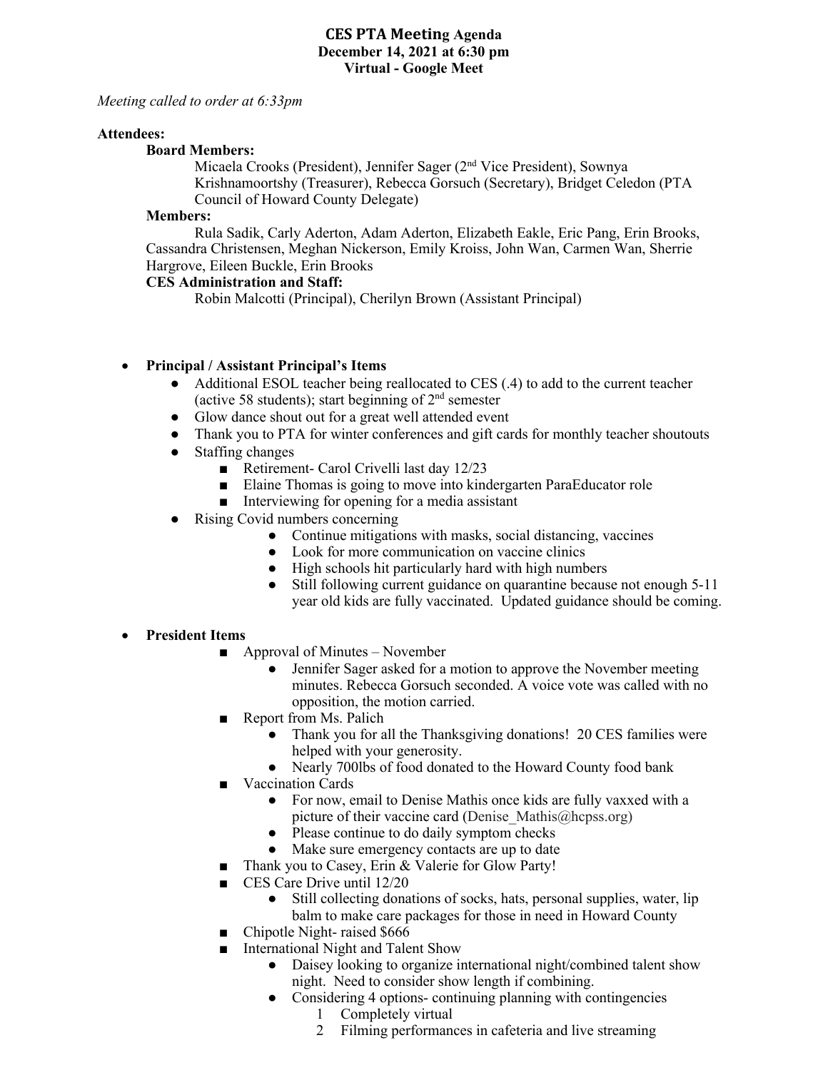# CES PTA Meeting Agenda
**December 14, 2021 at 6:30 pm**
**Virtual - Google Meet**

*Meeting called to order at 6:33pm*

**Attendees:**

**Board Members:**

Micaela Crooks (President), Jennifer Sager (2nd Vice President), Sownya Krishnamoortshy (Treasurer), Rebecca Gorsuch (Secretary), Bridget Celedon (PTA Council of Howard County Delegate)

**Members:**

Rula Sadik, Carly Aderton, Adam Aderton, Elizabeth Eakle, Eric Pang, Erin Brooks, Cassandra Christensen, Meghan Nickerson, Emily Kroiss, John Wan, Carmen Wan, Sherrie Hargrove, Eileen Buckle, Erin Brooks

**CES Administration and Staff:**

Robin Malcotti (Principal), Cherilyn Brown (Assistant Principal)

- **Principal / Assistant Principal's Items**
  - Additional ESOL teacher being reallocated to CES (.4) to add to the current teacher (active 58 students); start beginning of 2nd semester
  - Glow dance shout out for a great well attended event
  - Thank you to PTA for winter conferences and gift cards for monthly teacher shoutouts
  - Staffing changes
    - Retirement- Carol Crivelli last day 12/23
    - Elaine Thomas is going to move into kindergarten ParaEducator role
    - Interviewing for opening for a media assistant
  - Rising Covid numbers concerning
    - Continue mitigations with masks, social distancing, vaccines
    - Look for more communication on vaccine clinics
    - High schools hit particularly hard with high numbers
    - Still following current guidance on quarantine because not enough 5-11 year old kids are fully vaccinated. Updated guidance should be coming.

- **President Items**
  - Approval of Minutes – November
    - Jennifer Sager asked for a motion to approve the November meeting minutes. Rebecca Gorsuch seconded. A voice vote was called with no opposition, the motion carried.
  - Report from Ms. Palich
    - Thank you for all the Thanksgiving donations! 20 CES families were helped with your generosity.
    - Nearly 700lbs of food donated to the Howard County food bank
  - Vaccination Cards
    - For now, email to Denise Mathis once kids are fully vaxxed with a picture of their vaccine card (Denise_Mathis@hcpss.org)
    - Please continue to do daily symptom checks
    - Make sure emergency contacts are up to date
  - Thank you to Casey, Erin & Valerie for Glow Party!
  - CES Care Drive until 12/20
    - Still collecting donations of socks, hats, personal supplies, water, lip balm to make care packages for those in need in Howard County
  - Chipotle Night- raised $666
  - International Night and Talent Show
    - Daisey looking to organize international night/combined talent show night. Need to consider show length if combining.
    - Considering 4 options- continuing planning with contingencies
      1. Completely virtual
      2. Filming performances in cafeteria and live streaming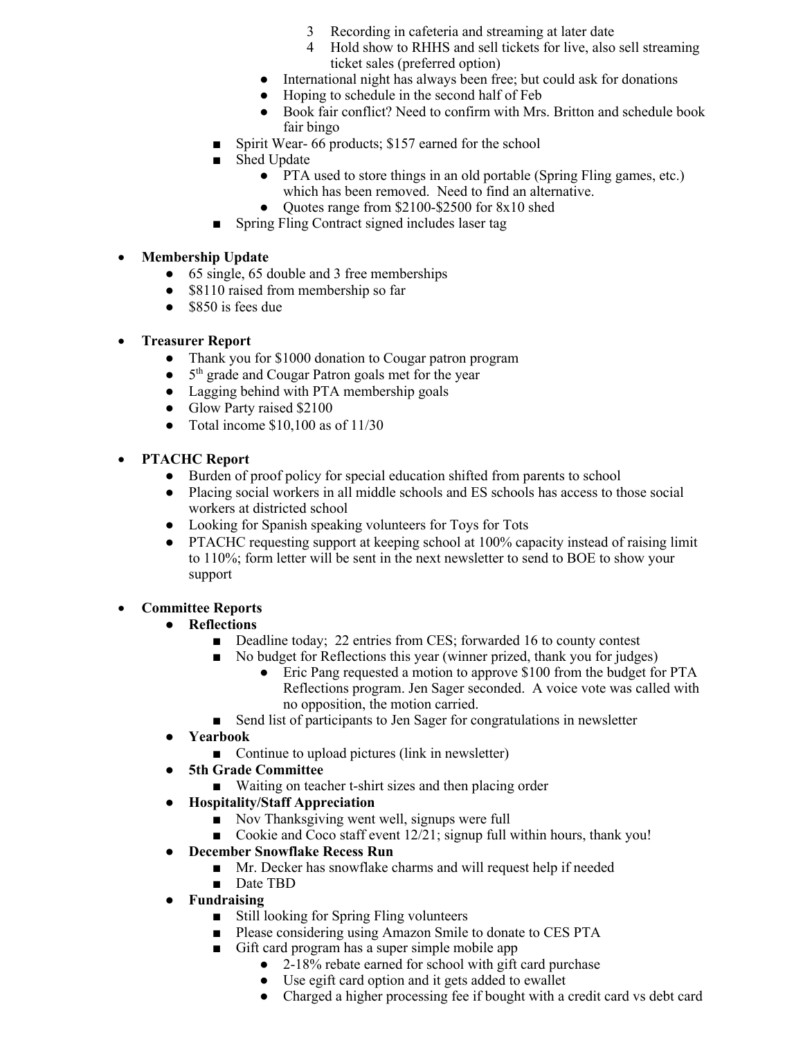3. Recording in cafeteria and streaming at later date
4. Hold show to RHHS and sell tickets for live, also sell streaming ticket sales (preferred option)
   - International night has always been free; but could ask for donations
   - Hoping to schedule in the second half of Feb
   - Book fair conflict? Need to confirm with Mrs. Britton and schedule book fair bingo
- Spirit Wear- 66 products; $157 earned for the school
- Shed Update
  - PTA used to store things in an old portable (Spring Fling games, etc.) which has been removed. Need to find an alternative.
  - Quotes range from $2100-$2500 for 8x10 shed
- Spring Fling Contract signed includes laser tag

- **Membership Update**
  - 65 single, 65 double and 3 free memberships
  - $8110 raised from membership so far
  - $850 is fees due

- **Treasurer Report**
  - Thank you for $1000 donation to Cougar patron program
  - 5th grade and Cougar Patron goals met for the year
  - Lagging behind with PTA membership goals
  - Glow Party raised $2100
  - Total income $10,100 as of 11/30

- **PTACHC Report**
  - Burden of proof policy for special education shifted from parents to school
  - Placing social workers in all middle schools and ES schools has access to those social workers at districted school
  - Looking for Spanish speaking volunteers for Toys for Tots
  - PTACHC requesting support at keeping school at 100% capacity instead of raising limit to 110%; form letter will be sent in the next newsletter to send to BOE to show your support

- **Committee Reports**
  - **Reflections**
    - Deadline today; 22 entries from CES; forwarded 16 to county contest
    - No budget for Reflections this year (winner prized, thank you for judges)
      - Eric Pang requested a motion to approve $100 from the budget for PTA Reflections program. Jen Sager seconded. A voice vote was called with no opposition, the motion carried.
    - Send list of participants to Jen Sager for congratulations in newsletter
  - **Yearbook**
    - Continue to upload pictures (link in newsletter)
  - **5th Grade Committee**
    - Waiting on teacher t-shirt sizes and then placing order
  - **Hospitality/Staff Appreciation**
    - Nov Thanksgiving went well, signups were full
    - Cookie and Coco staff event 12/21; signup full within hours, thank you!
  - **December Snowflake Recess Run**
    - Mr. Decker has snowflake charms and will request help if needed
    - Date TBD
  - **Fundraising**
    - Still looking for Spring Fling volunteers
    - Please considering using Amazon Smile to donate to CES PTA
    - Gift card program has a super simple mobile app
      - 2-18% rebate earned for school with gift card purchase
      - Use egift card option and it gets added to ewallet
      - Charged a higher processing fee if bought with a credit card vs debt card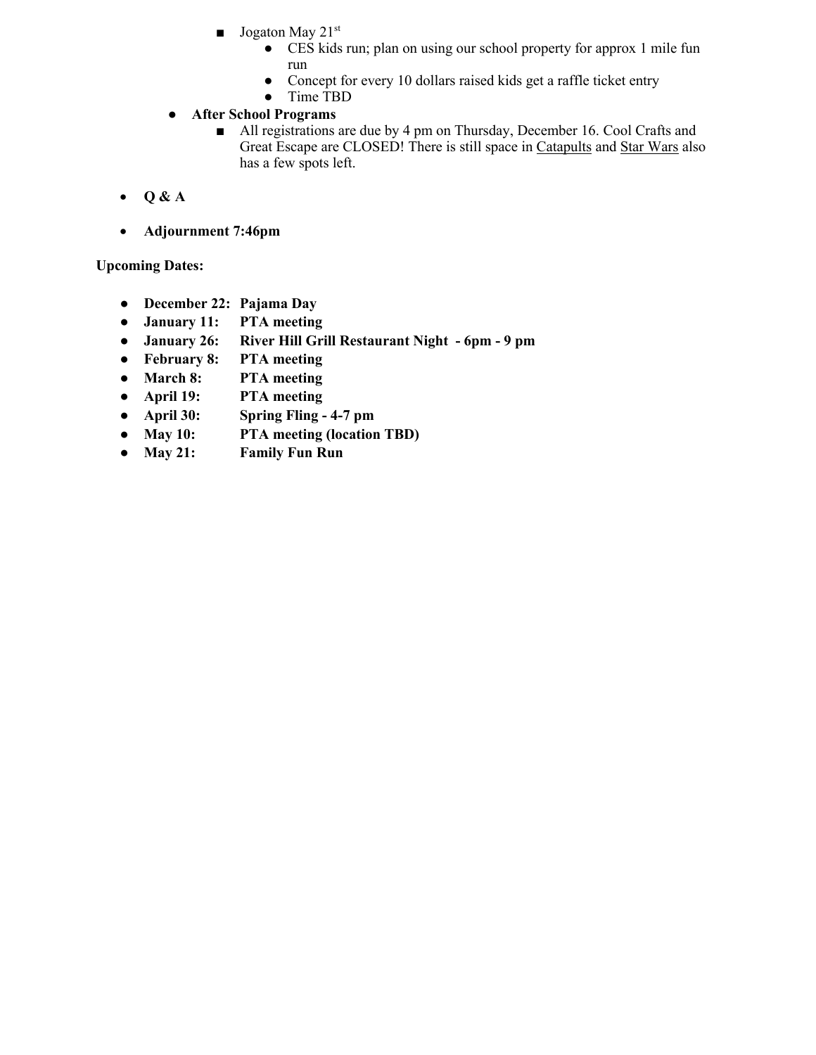- Jogaton May 21st
  - CES kids run; plan on using our school property for approx 1 mile fun run
  - Concept for every 10 dollars raised kids get a raffle ticket entry
  - Time TBD
- **After School Programs**
  - All registrations are due by 4 pm on Thursday, December 16. Cool Crafts and Great Escape are CLOSED! There is still space in Catapults and Star Wars also has a few spots left.

- **Q & A**

- **Adjournment 7:46pm**

**Upcoming Dates:**

- **December 22: Pajama Day**
- **January 11: PTA meeting**
- **January 26: River Hill Grill Restaurant Night - 6pm - 9 pm**
- **February 8: PTA meeting**
- **March 8: PTA meeting**
- **April 19: PTA meeting**
- **April 30: Spring Fling - 4-7 pm**
- **May 10: PTA meeting (location TBD)**
- **May 21: Family Fun Run**